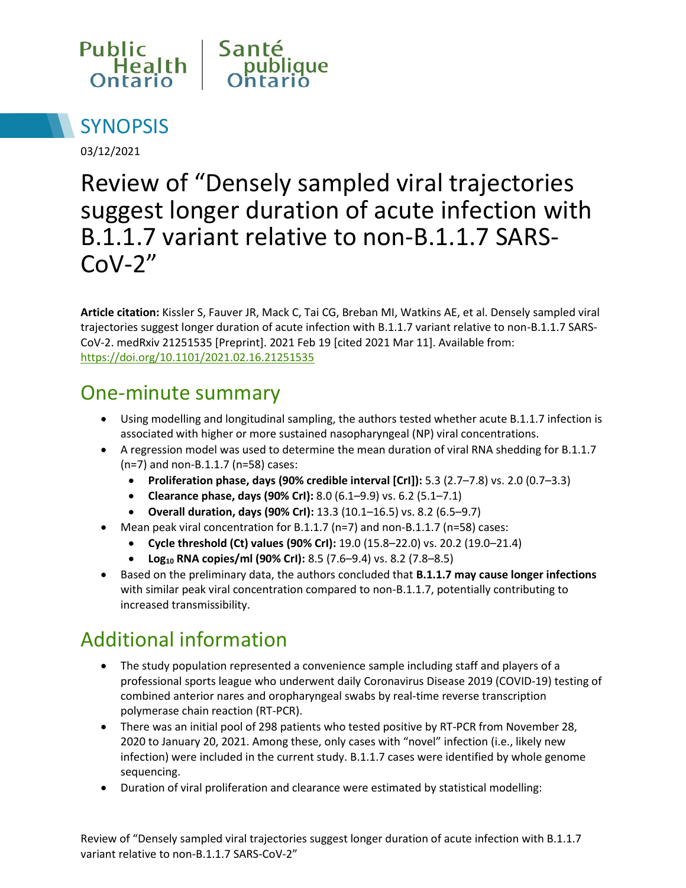Public Health Ontario | Santé publique Ontario

# SYNOPSIS

03/12/2021

# Review of "Densely sampled viral trajectories suggest longer duration of acute infection with B.1.1.7 variant relative to non-B.1.1.7 SARS-CoV-2"

**Article citation:** Kissler S, Fauver JR, Mack C, Tai CG, Breban MI, Watkins AE, et al. Densely sampled viral trajectories suggest longer duration of acute infection with B.1.1.7 variant relative to non-B.1.1.7 SARS-CoV-2. medRxiv 21251535 [Preprint]. 2021 Feb 19 [cited 2021 Mar 11]. Available from: https://doi.org/10.1101/2021.02.16.21251535

## One-minute summary

- Using modelling and longitudinal sampling, the authors tested whether acute B.1.1.7 infection is associated with higher or more sustained nasopharyngeal (NP) viral concentrations.
- A regression model was used to determine the mean duration of viral RNA shedding for B.1.1.7 (n=7) and non-B.1.1.7 (n=58) cases:
  - **Proliferation phase, days (90% credible interval [CrI]):** 5.3 (2.7–7.8) vs. 2.0 (0.7–3.3)
  - **Clearance phase, days (90% CrI):** 8.0 (6.1–9.9) vs. 6.2 (5.1–7.1)
  - **Overall duration, days (90% CrI):** 13.3 (10.1–16.5) vs. 8.2 (6.5–9.7)
- Mean peak viral concentration for B.1.1.7 (n=7) and non-B.1.1.7 (n=58) cases:
  - **Cycle threshold (Ct) values (90% CrI):** 19.0 (15.8–22.0) vs. 20.2 (19.0–21.4)
  - **$\text{Log}_{10}$ RNA copies/ml (90% CrI):** 8.5 (7.6–9.4) vs. 8.2 (7.8–8.5)
- Based on the preliminary data, the authors concluded that **B.1.1.7 may cause longer infections** with similar peak viral concentration compared to non-B.1.1.7, potentially contributing to increased transmissibility.

## Additional information

- The study population represented a convenience sample including staff and players of a professional sports league who underwent daily Coronavirus Disease 2019 (COVID-19) testing of combined anterior nares and oropharyngeal swabs by real-time reverse transcription polymerase chain reaction (RT-PCR).
- There was an initial pool of 298 patients who tested positive by RT-PCR from November 28, 2020 to January 20, 2021. Among these, only cases with "novel" infection (i.e., likely new infection) were included in the current study. B.1.1.7 cases were identified by whole genome sequencing.
- Duration of viral proliferation and clearance were estimated by statistical modelling: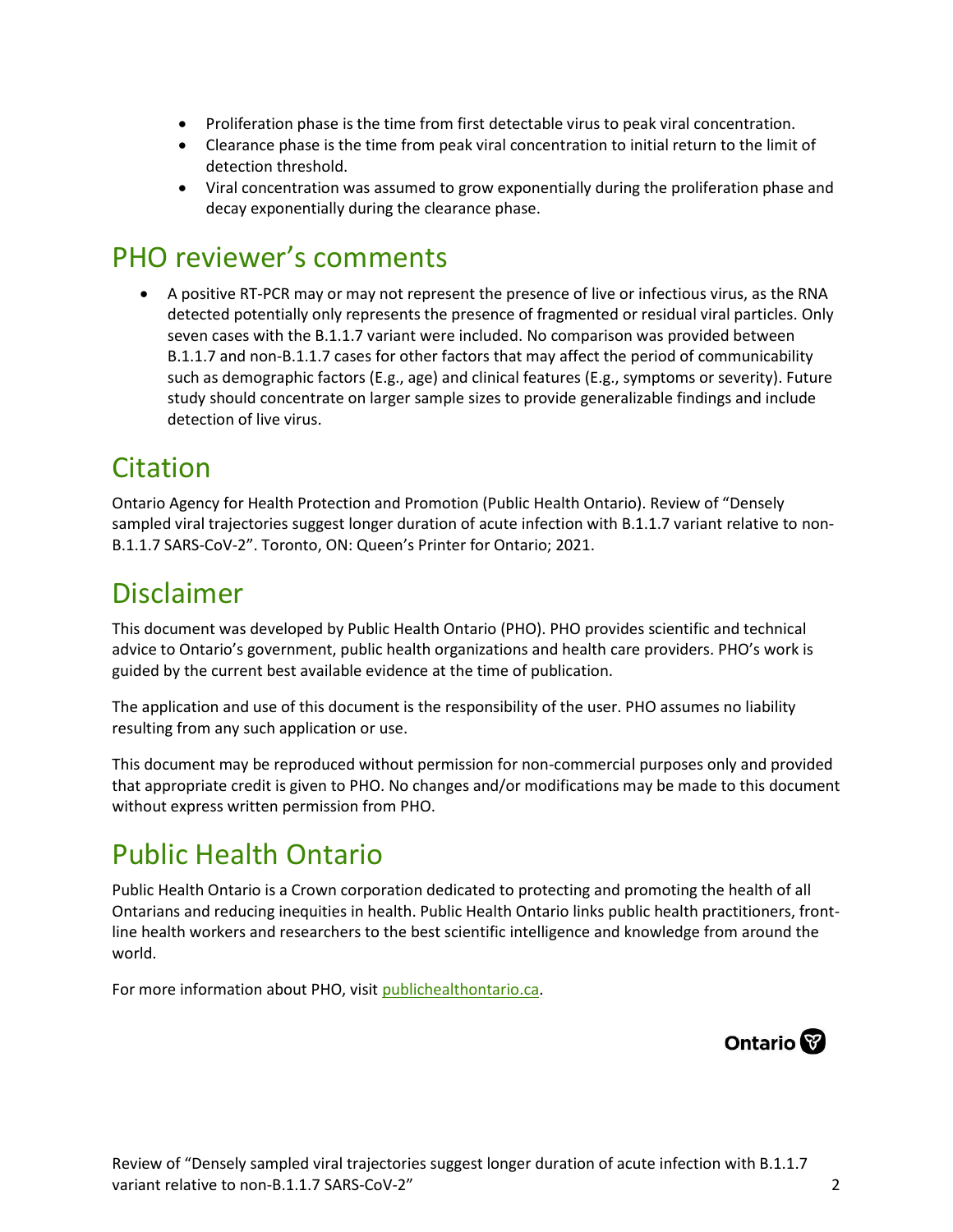- Proliferation phase is the time from first detectable virus to peak viral concentration.
- Clearance phase is the time from peak viral concentration to initial return to the limit of detection threshold.
- Viral concentration was assumed to grow exponentially during the proliferation phase and decay exponentially during the clearance phase.

## PHO reviewer's comments

- A positive RT-PCR may or may not represent the presence of live or infectious virus, as the RNA detected potentially only represents the presence of fragmented or residual viral particles. Only seven cases with the B.1.1.7 variant were included. No comparison was provided between B.1.1.7 and non-B.1.1.7 cases for other factors that may affect the period of communicability such as demographic factors (E.g., age) and clinical features (E.g., symptoms or severity). Future study should concentrate on larger sample sizes to provide generalizable findings and include detection of live virus.

## Citation

Ontario Agency for Health Protection and Promotion (Public Health Ontario). Review of "Densely sampled viral trajectories suggest longer duration of acute infection with B.1.1.7 variant relative to non-B.1.1.7 SARS-CoV-2". Toronto, ON: Queen's Printer for Ontario; 2021.

## Disclaimer

This document was developed by Public Health Ontario (PHO). PHO provides scientific and technical advice to Ontario's government, public health organizations and health care providers. PHO's work is guided by the current best available evidence at the time of publication.

The application and use of this document is the responsibility of the user. PHO assumes no liability resulting from any such application or use.

This document may be reproduced without permission for non-commercial purposes only and provided that appropriate credit is given to PHO. No changes and/or modifications may be made to this document without express written permission from PHO.

## Public Health Ontario

Public Health Ontario is a Crown corporation dedicated to protecting and promoting the health of all Ontarians and reducing inequities in health. Public Health Ontario links public health practitioners, front-line health workers and researchers to the best scientific intelligence and knowledge from around the world.

For more information about PHO, visit [publichealthontario.ca](publichealthontario.ca).

Ontario